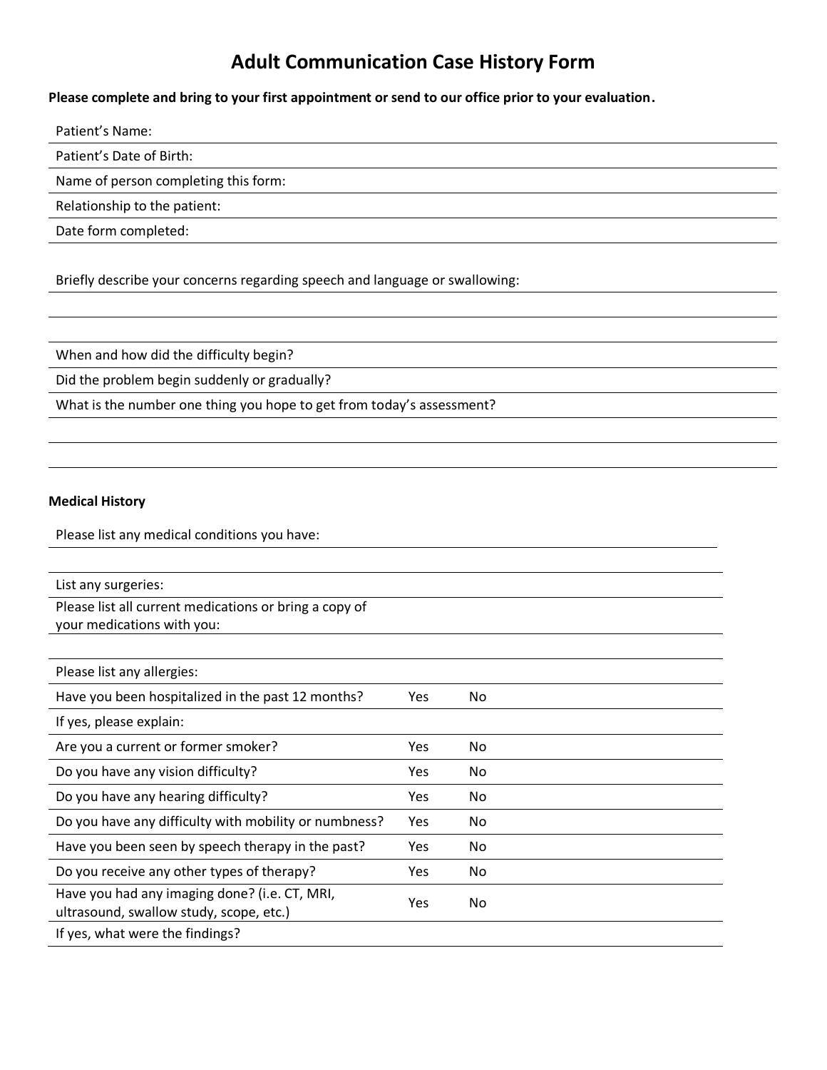# Adult Communication Case History Form

**Please complete and bring to your first appointment or send to our office prior to your evaluation.**

Patient's Name:

Patient's Date of Birth:

Name of person completing this form:

Relationship to the patient:

Date form completed:

Briefly describe your concerns regarding speech and language or swallowing:

When and how did the difficulty begin?

Did the problem begin suddenly or gradually?

What is the number one thing you hope to get from today's assessment?

**Medical History**

Please list any medical conditions you have:

List any surgeries:

Please list all current medications or bring a copy of your medications with you:

Please list any allergies:

| | | |
|---|---|---|
| Have you been hospitalized in the past 12 months? | Yes | No |
| If yes, please explain: | | |
| Are you a current or former smoker? | Yes | No |
| Do you have any vision difficulty? | Yes | No |
| Do you have any hearing difficulty? | Yes | No |
| Do you have any difficulty with mobility or numbness? | Yes | No |
| Have you been seen by speech therapy in the past? | Yes | No |
| Do you receive any other types of therapy? | Yes | No |
| Have you had any imaging done? (i.e. CT, MRI, ultrasound, swallow study, scope, etc.) | Yes | No |
| If yes, what were the findings? | | |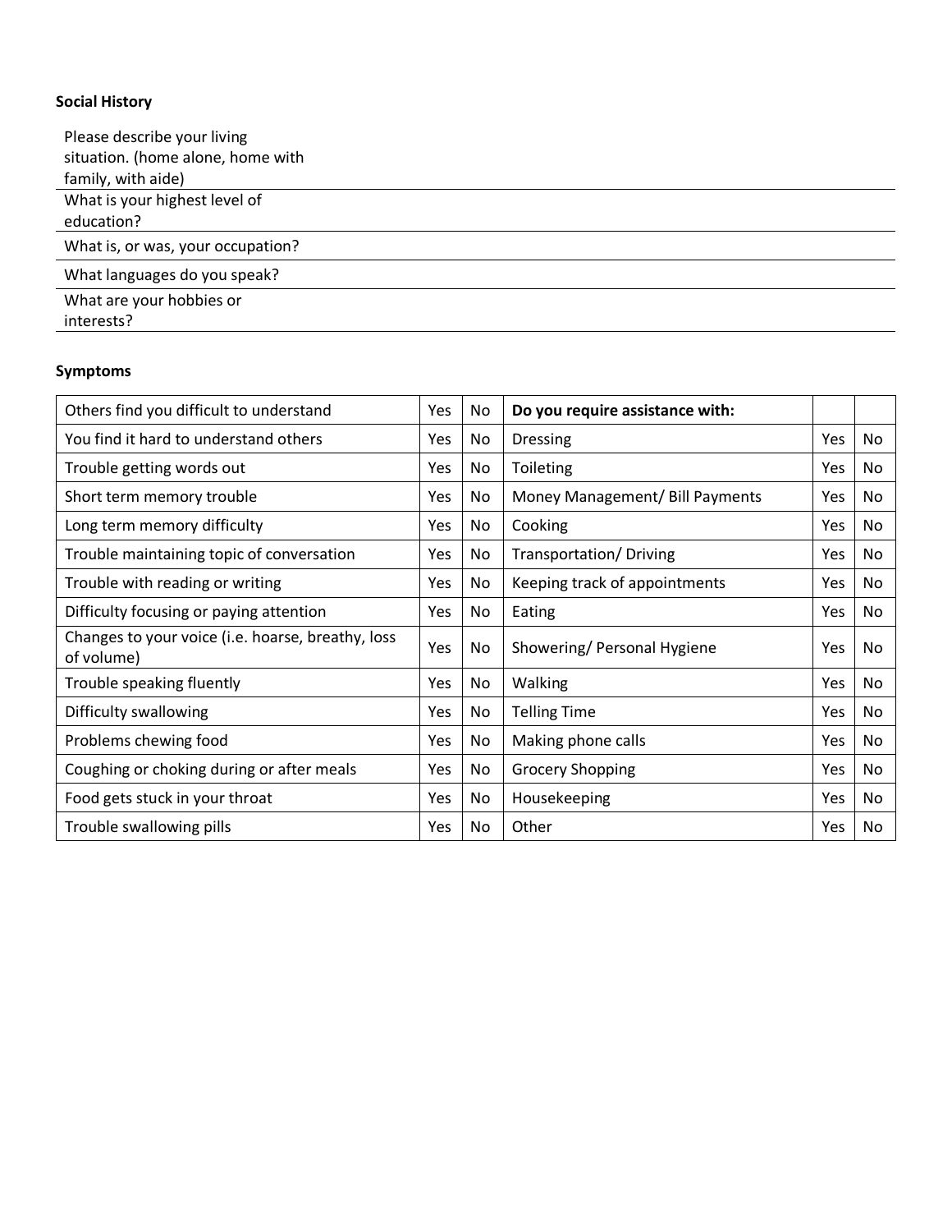**Social History**

| | |
|---|---|
| Please describe your living situation. (home alone, home with family, with aide) | |
| What is your highest level of education? | |
| What is, or was, your occupation? | |
| What languages do you speak? | |
| What are your hobbies or interests? | |

**Symptoms**

| | | | | | |
|---|---|---|---|---|---|
| Others find you difficult to understand | Yes | No | **Do you require assistance with:** | | |
| You find it hard to understand others | Yes | No | Dressing | Yes | No |
| Trouble getting words out | Yes | No | Toileting | Yes | No |
| Short term memory trouble | Yes | No | Money Management/ Bill Payments | Yes | No |
| Long term memory difficulty | Yes | No | Cooking | Yes | No |
| Trouble maintaining topic of conversation | Yes | No | Transportation/ Driving | Yes | No |
| Trouble with reading or writing | Yes | No | Keeping track of appointments | Yes | No |
| Difficulty focusing or paying attention | Yes | No | Eating | Yes | No |
| Changes to your voice (i.e. hoarse, breathy, loss of volume) | Yes | No | Showering/ Personal Hygiene | Yes | No |
| Trouble speaking fluently | Yes | No | Walking | Yes | No |
| Difficulty swallowing | Yes | No | Telling Time | Yes | No |
| Problems chewing food | Yes | No | Making phone calls | Yes | No |
| Coughing or choking during or after meals | Yes | No | Grocery Shopping | Yes | No |
| Food gets stuck in your throat | Yes | No | Housekeeping | Yes | No |
| Trouble swallowing pills | Yes | No | Other | Yes | No |